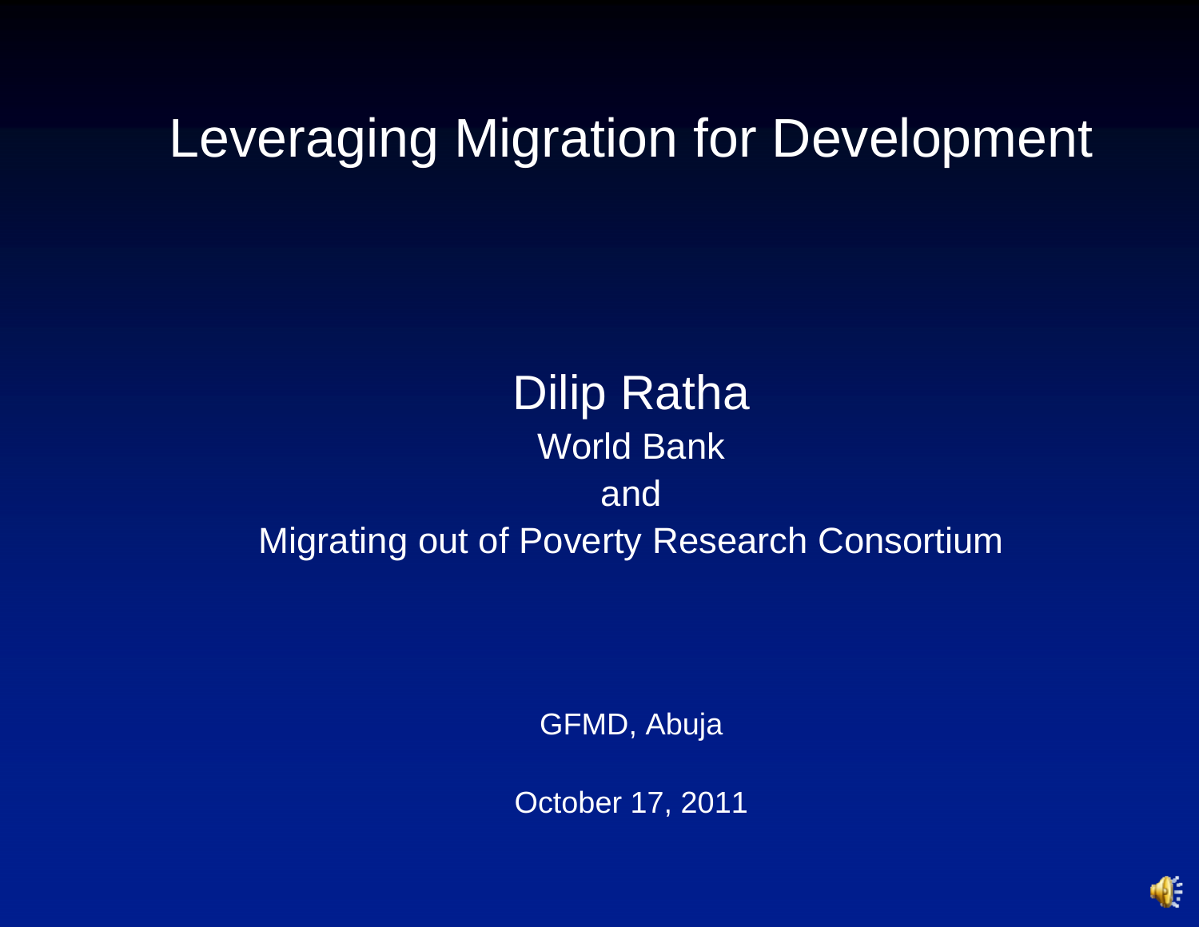# Leveraging Migration for Development

Dilip Ratha

World Bank

and

Migrating out of Poverty Research Consortium

GFMD, Abuja

October 17, 2011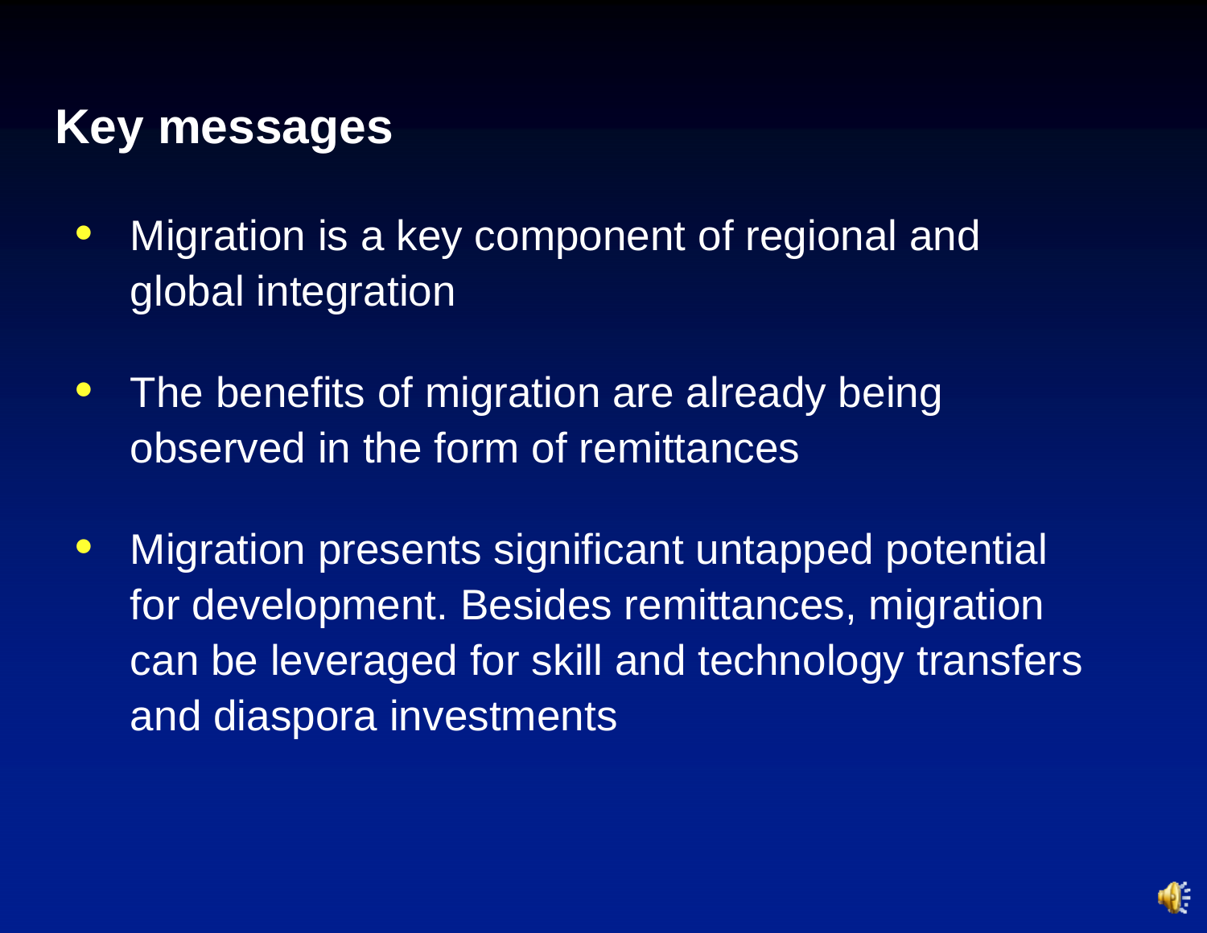## Key messages

- Migration is a key component of regional and global integration
- The benefits of migration are already being observed in the form of remittances
- Migration presents significant untapped potential for development. Besides remittances, migration can be leveraged for skill and technology transfers and diaspora investments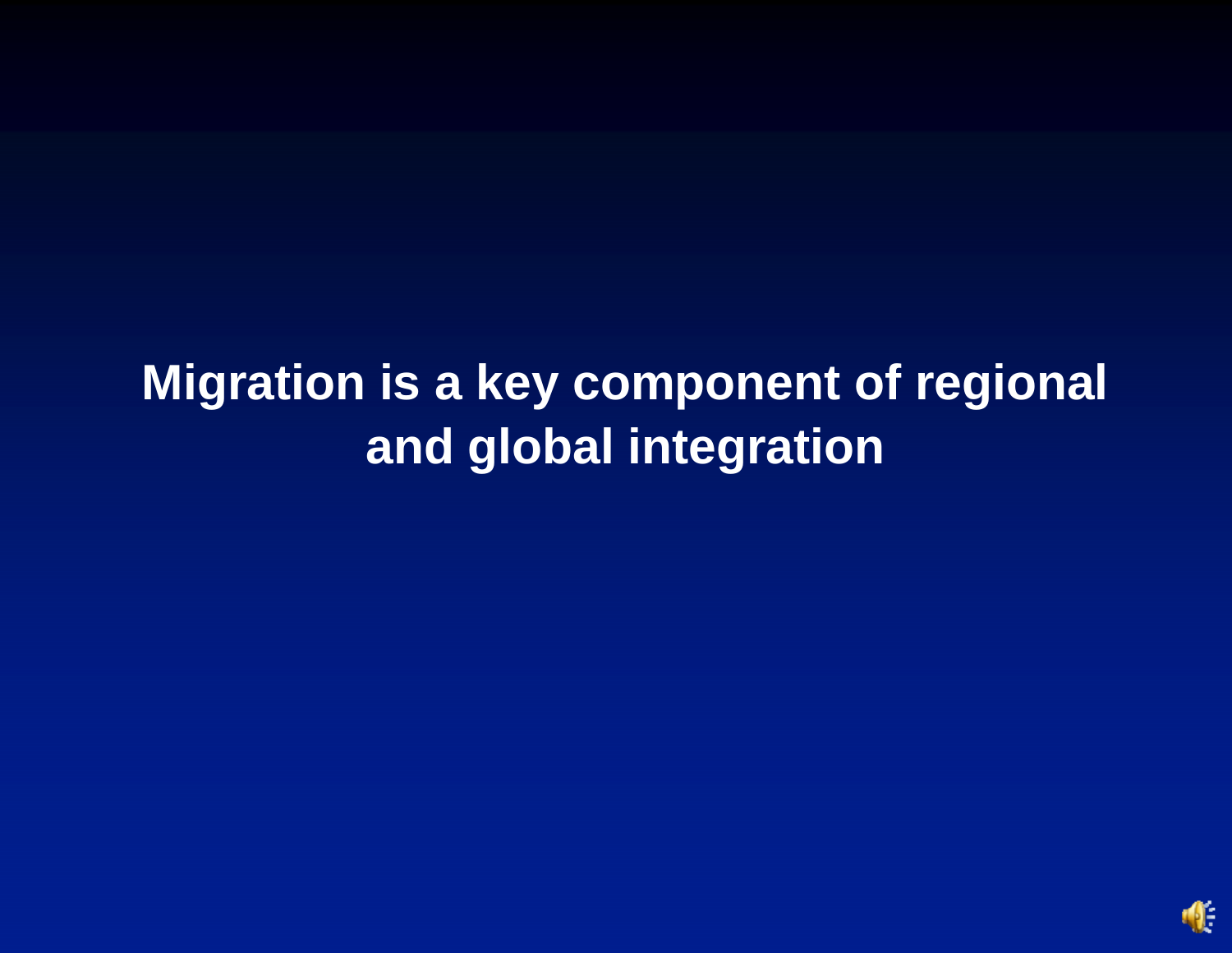# Migration is a key component of regional and global integration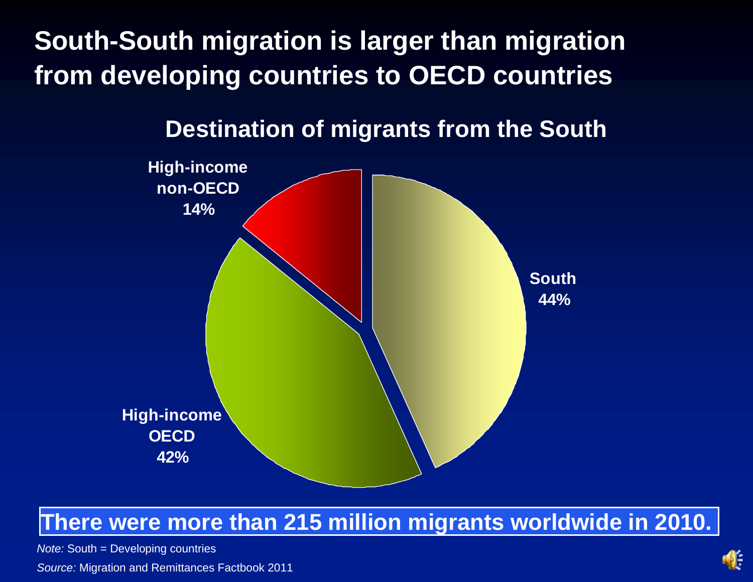# South-South migration is larger than migration from developing countries to OECD countries

## Destination of migrants from the South

High-income non-OECD 14%

South 44%

High-income OECD 42%

**There were more than 215 million migrants worldwide in 2010.**

*Note:* South = Developing countries

*Source:* Migration and Remittances Factbook 2011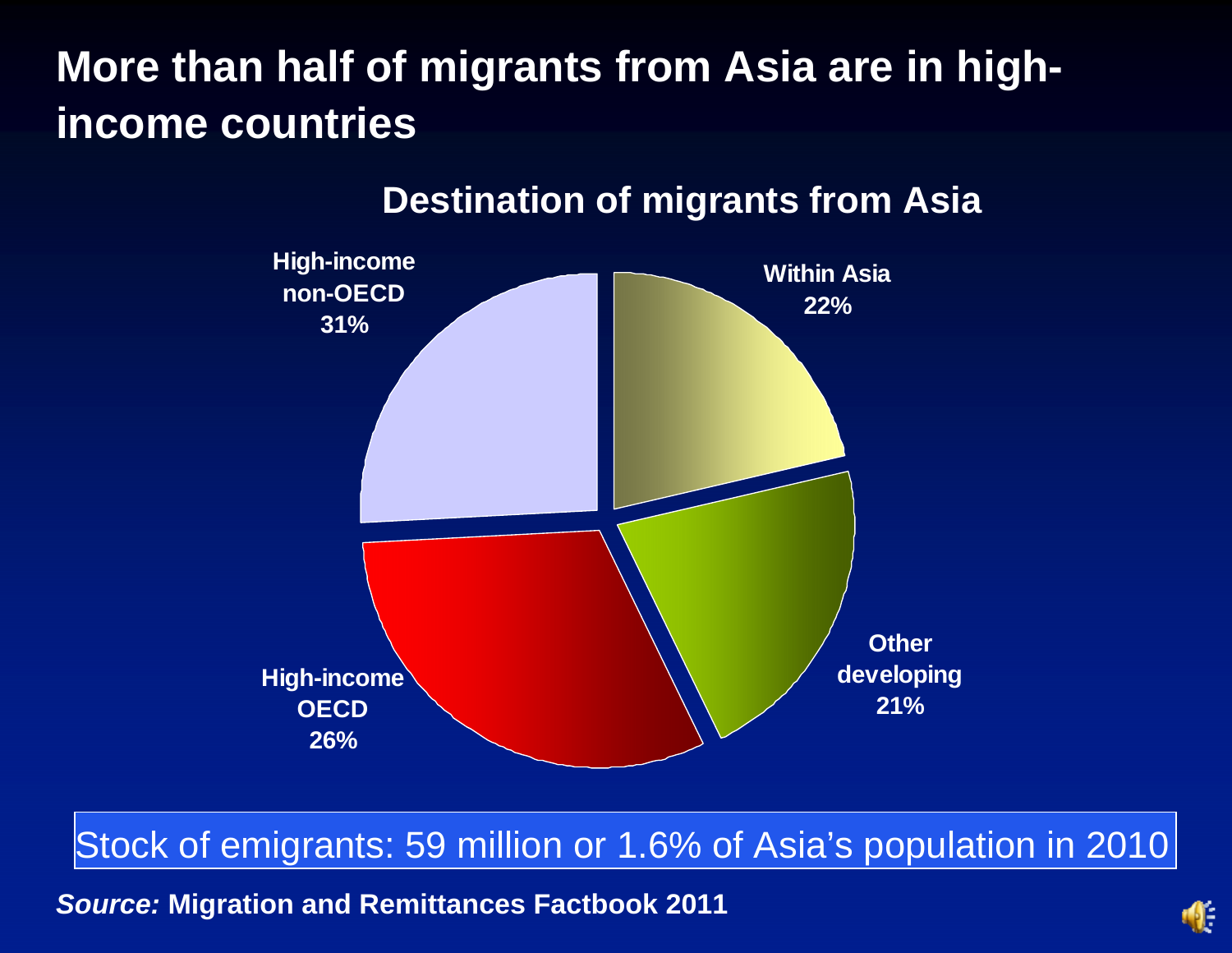# More than half of migrants from Asia are in high-income countries

## Destination of migrants from Asia

- High-income non-OECD 31%
- Within Asia 22%
- Other developing 21%
- High-income OECD 26%

Stock of emigrants: 59 million or 1.6% of Asia's population in 2010

***Source:*** **Migration and Remittances Factbook 2011**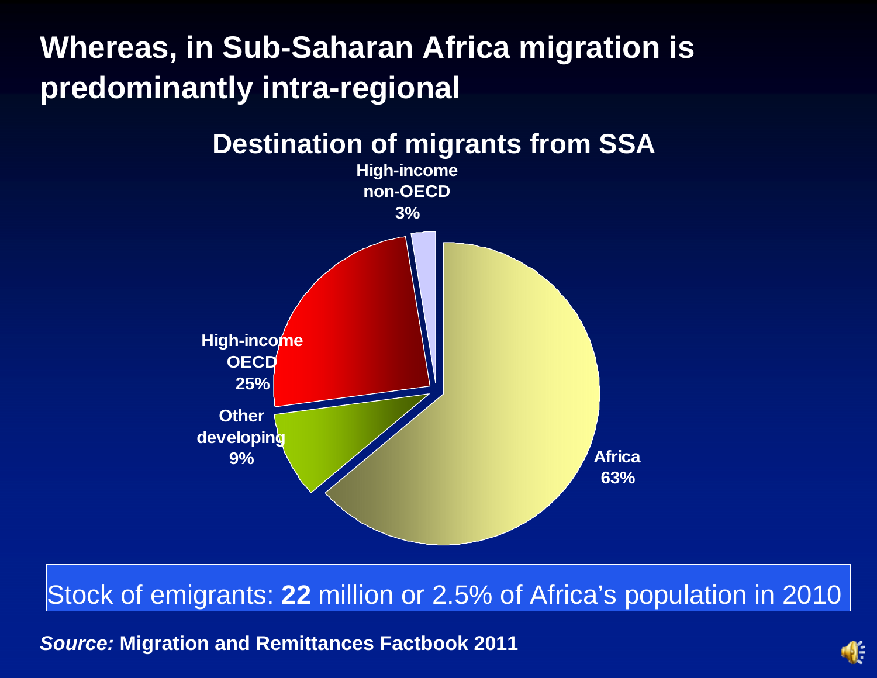# Whereas, in Sub-Saharan Africa migration is predominantly intra-regional

## Destination of migrants from SSA

- High-income non-OECD 3%
- High-income OECD 25%
- Other developing 9%
- Africa 63%

Stock of emigrants: **22** million or 2.5% of Africa's population in 2010

***Source:*** **Migration and Remittances Factbook 2011**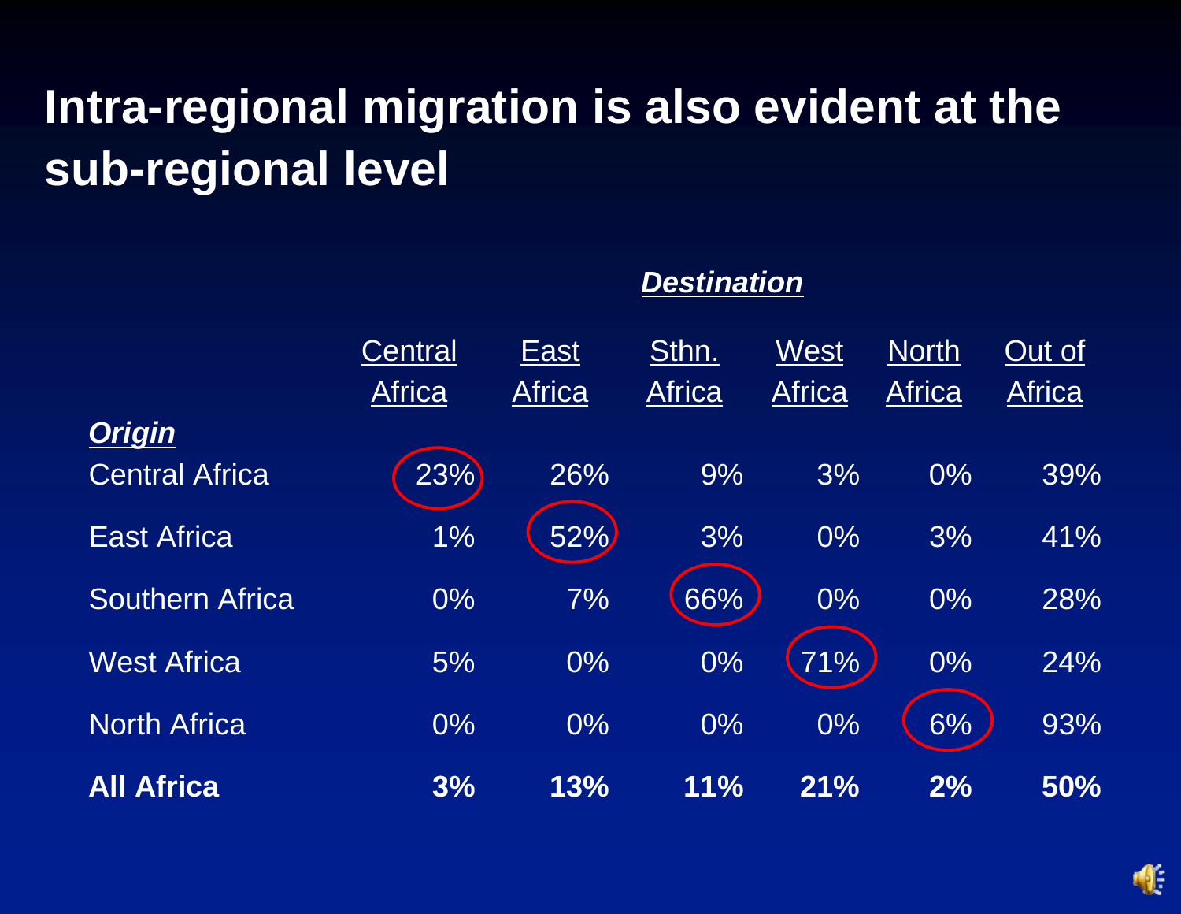# Intra-regional migration is also evident at the sub-regional level

***Destination***

| ***Origin*** | Central Africa | East Africa | Sthn. Africa | West Africa | North Africa | Out of Africa |
|---|---|---|---|---|---|---|
| Central Africa | 23% | 26% | 9% | 3% | 0% | 39% |
| East Africa | 1% | 52% | 3% | 0% | 3% | 41% |
| Southern Africa | 0% | 7% | 66% | 0% | 0% | 28% |
| West Africa | 5% | 0% | 0% | 71% | 0% | 24% |
| North Africa | 0% | 0% | 0% | 0% | 6% | 93% |
| **All Africa** | **3%** | **13%** | **11%** | **21%** | **2%** | **50%** |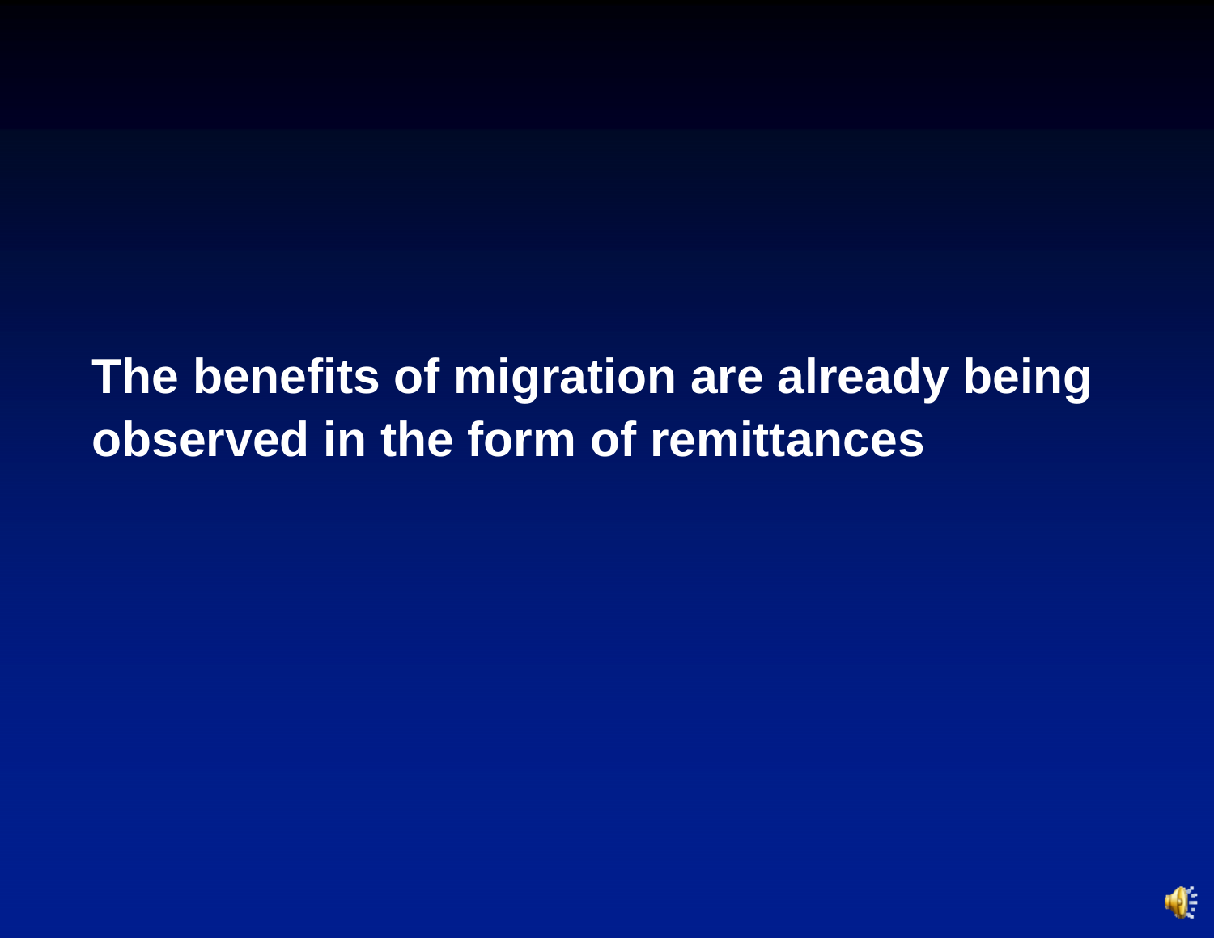**The benefits of migration are already being observed in the form of remittances**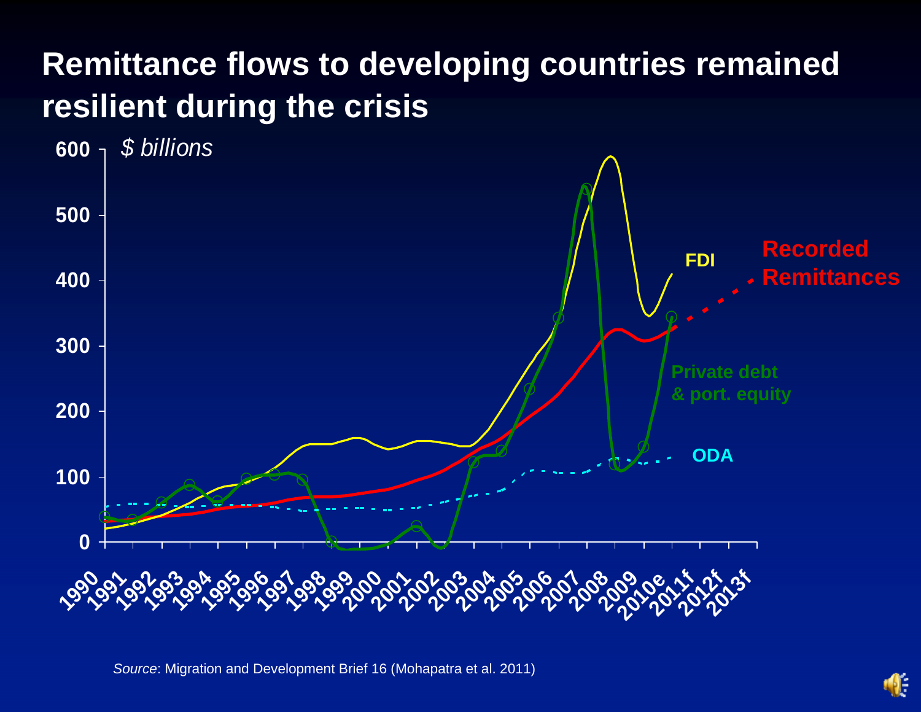# Remittance flows to developing countries remained resilient during the crisis

*$ billions*

600
500
400
300
200
100
0

1990 1991 1992 1993 1994 1995 1996 1997 1998 1999 2000 2001 2002 2003 2004 2005 2006 2007 2008 2009 2010e 2011f 2012f 2013f

FDI

Recorded Remittances

Private debt & port. equity

ODA

*Source*: Migration and Development Brief 16 (Mohapatra et al. 2011)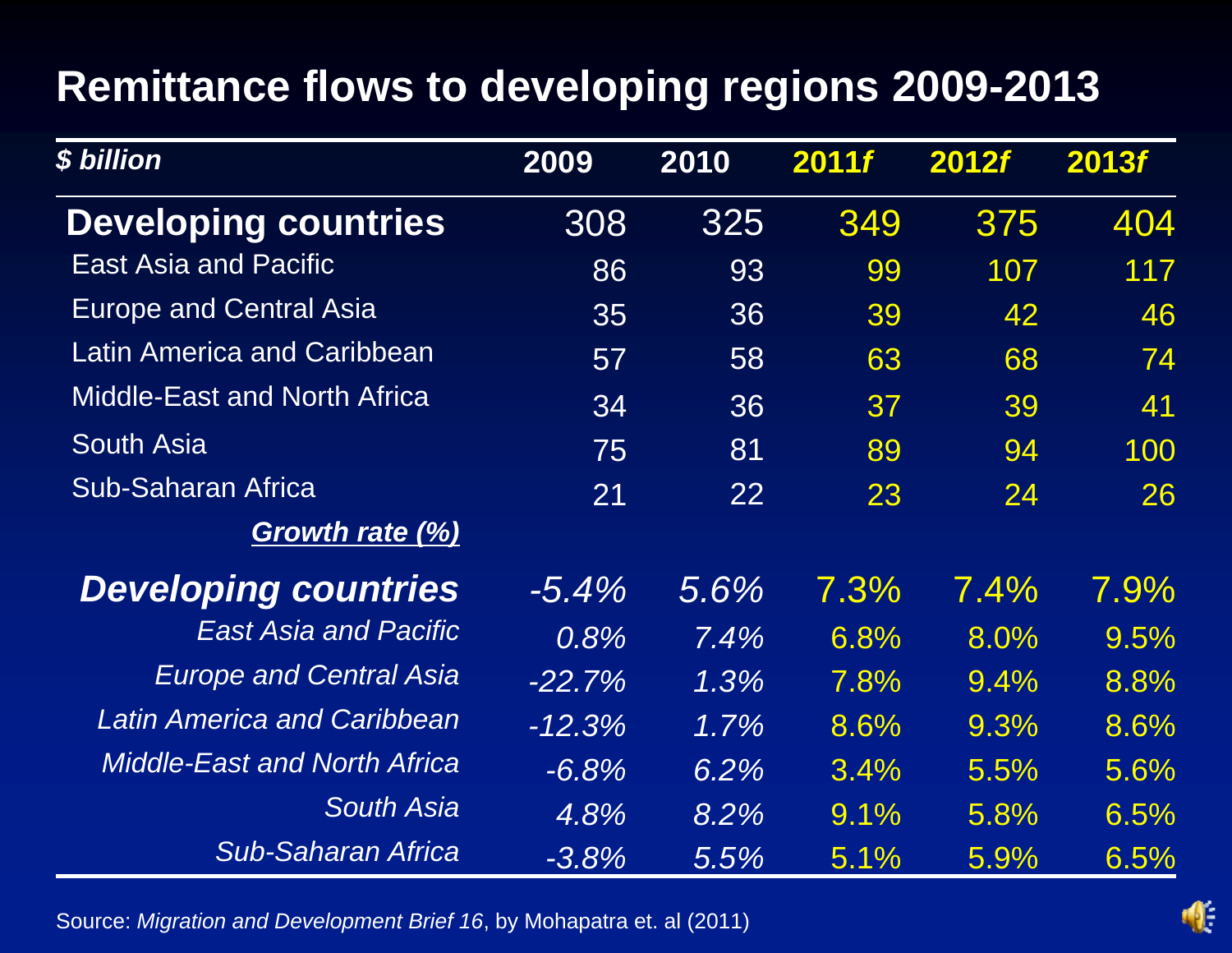# Remittance flows to developing regions 2009-2013

| ***$ billion*** | **2009** | **2010** | ***2011f*** | ***2012f*** | ***2013f*** |
|---|---|---|---|---|---|
| **Developing countries** | 308 | 325 | 349 | 375 | 404 |
| East Asia and Pacific | 86 | 93 | 99 | 107 | 117 |
| Europe and Central Asia | 35 | 36 | 39 | 42 | 46 |
| Latin America and Caribbean | 57 | 58 | 63 | 68 | 74 |
| Middle-East and North Africa | 34 | 36 | 37 | 39 | 41 |
| South Asia | 75 | 81 | 89 | 94 | 100 |
| Sub-Saharan Africa | 21 | 22 | 23 | 24 | 26 |
| ***Growth rate (%)*** | | | | | |
| ***Developing countries*** | *-5.4%* | *5.6%* | 7.3% | 7.4% | 7.9% |
| *East Asia and Pacific* | *0.8%* | *7.4%* | 6.8% | 8.0% | 9.5% |
| *Europe and Central Asia* | *-22.7%* | *1.3%* | 7.8% | 9.4% | 8.8% |
| *Latin America and Caribbean* | *-12.3%* | *1.7%* | 8.6% | 9.3% | 8.6% |
| *Middle-East and North Africa* | *-6.8%* | *6.2%* | 3.4% | 5.5% | 5.6% |
| *South Asia* | *4.8%* | *8.2%* | 9.1% | 5.8% | 6.5% |
| *Sub-Saharan Africa* | *-3.8%* | *5.5%* | 5.1% | 5.9% | 6.5% |

Source: *Migration and Development Brief 16*, by Mohapatra et. al (2011)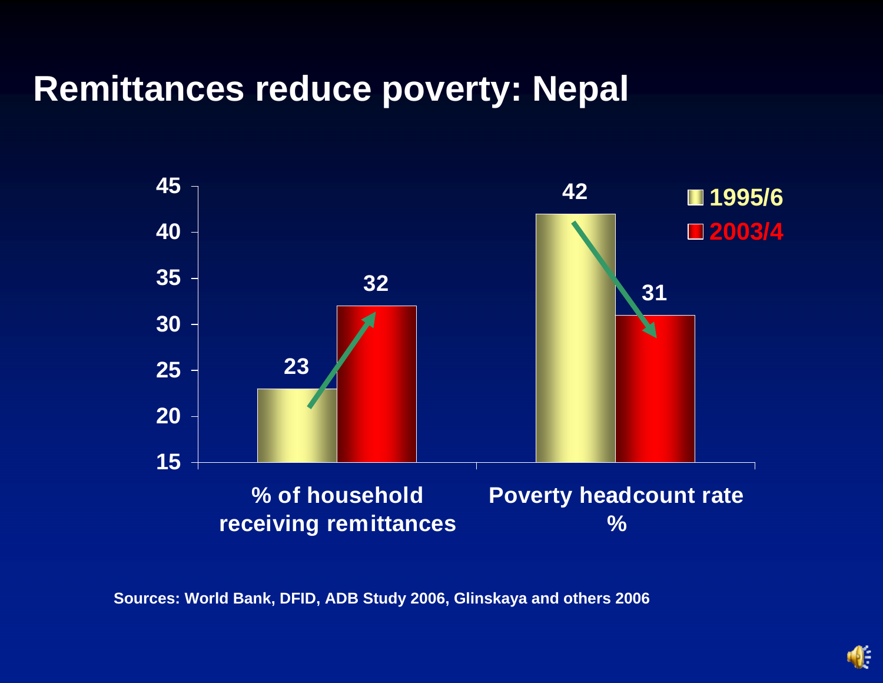# Remittances reduce poverty: Nepal

| | 1995/6 | 2003/4 |
|---|---|---|
| % of household receiving remittances | 23 | 32 |
| Poverty headcount rate % | 42 | 31 |

Sources: World Bank, DFID, ADB Study 2006, Glinskaya and others 2006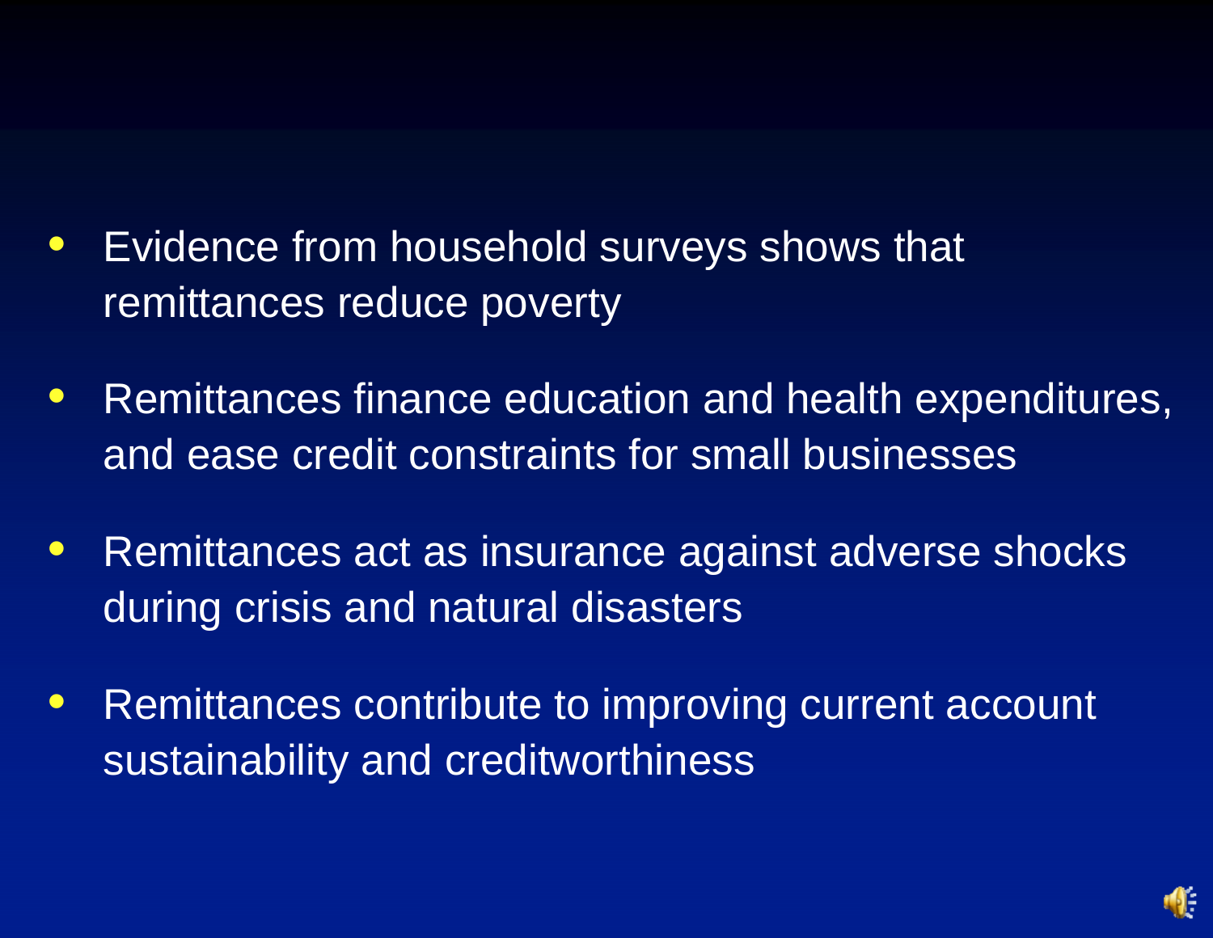- Evidence from household surveys shows that remittances reduce poverty
- Remittances finance education and health expenditures, and ease credit constraints for small businesses
- Remittances act as insurance against adverse shocks during crisis and natural disasters
- Remittances contribute to improving current account sustainability and creditworthiness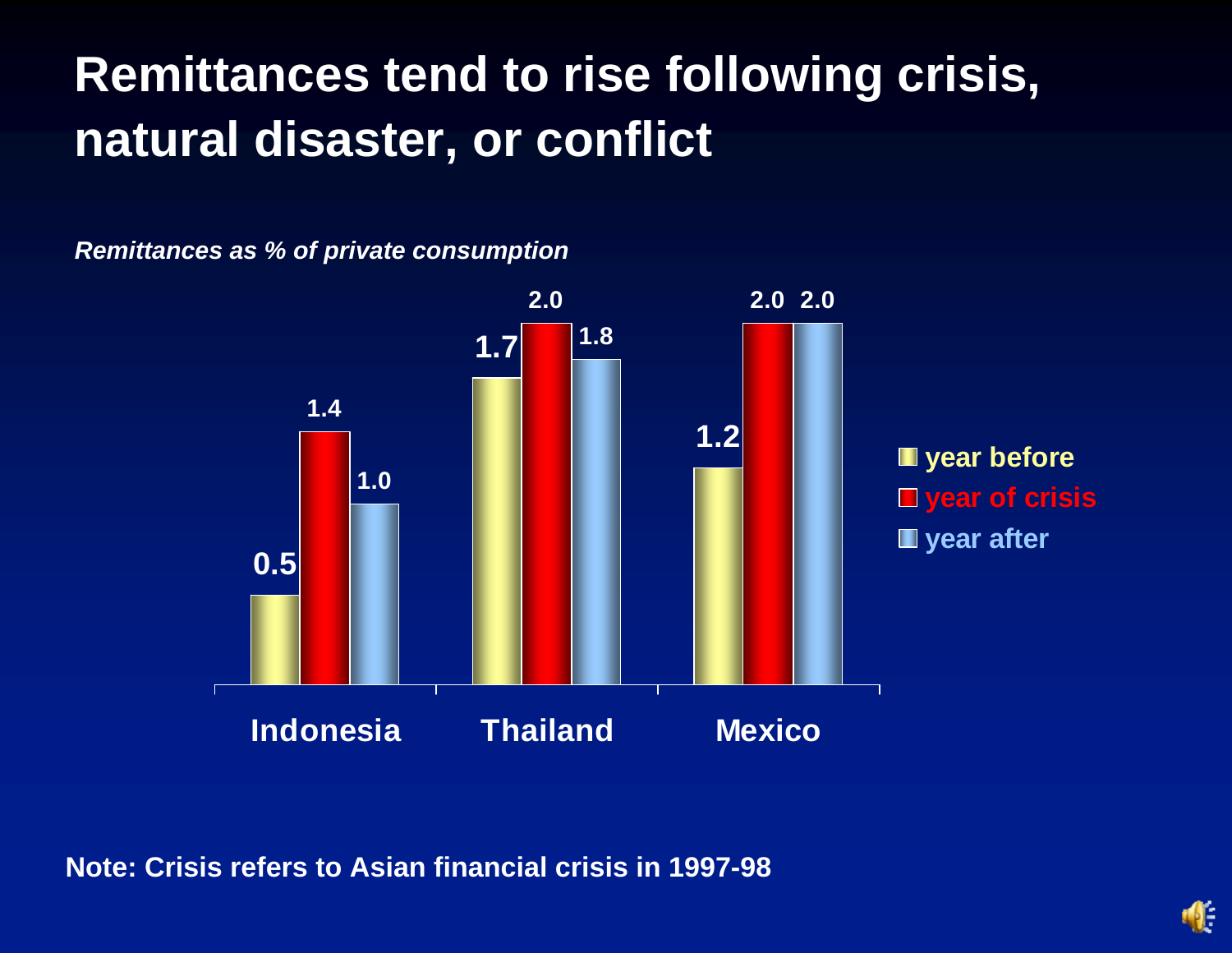# Remittances tend to rise following crisis, natural disaster, or conflict

*Remittances as % of private consumption*

| | year before | year of crisis | year after |
|---|---|---|---|
| Indonesia | 0.5 | 1.4 | 1.0 |
| Thailand | 1.7 | 2.0 | 1.8 |
| Mexico | 1.2 | 2.0 | 2.0 |

**Note: Crisis refers to Asian financial crisis in 1997-98**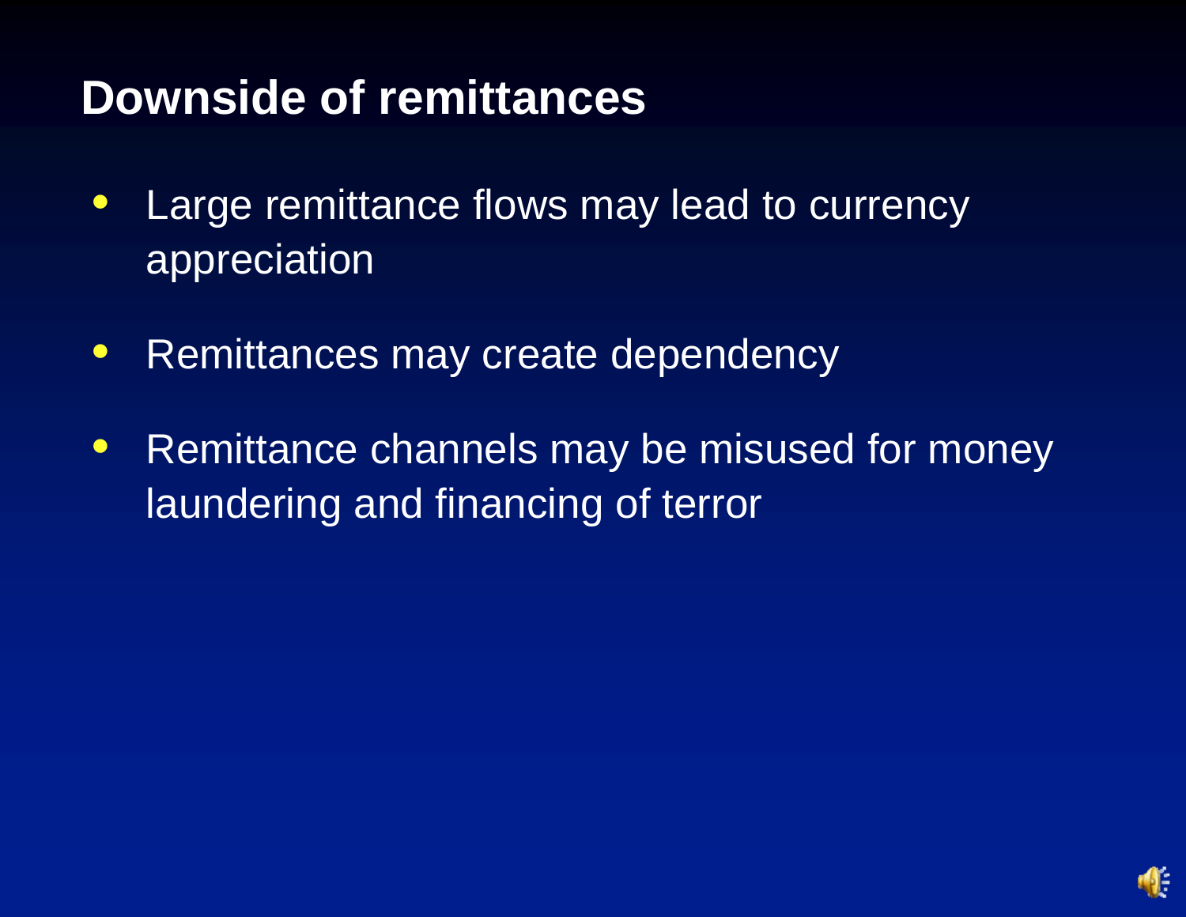# Downside of remittances

- Large remittance flows may lead to currency appreciation
- Remittances may create dependency
- Remittance channels may be misused for money laundering and financing of terror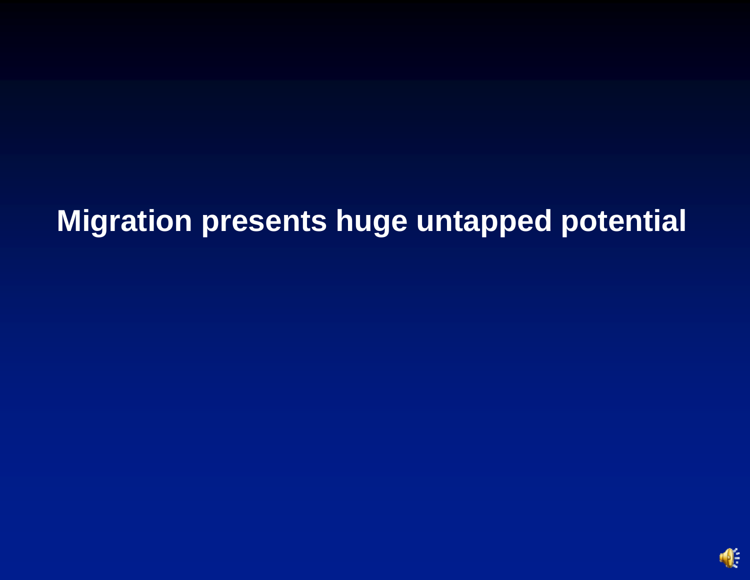# Migration presents huge untapped potential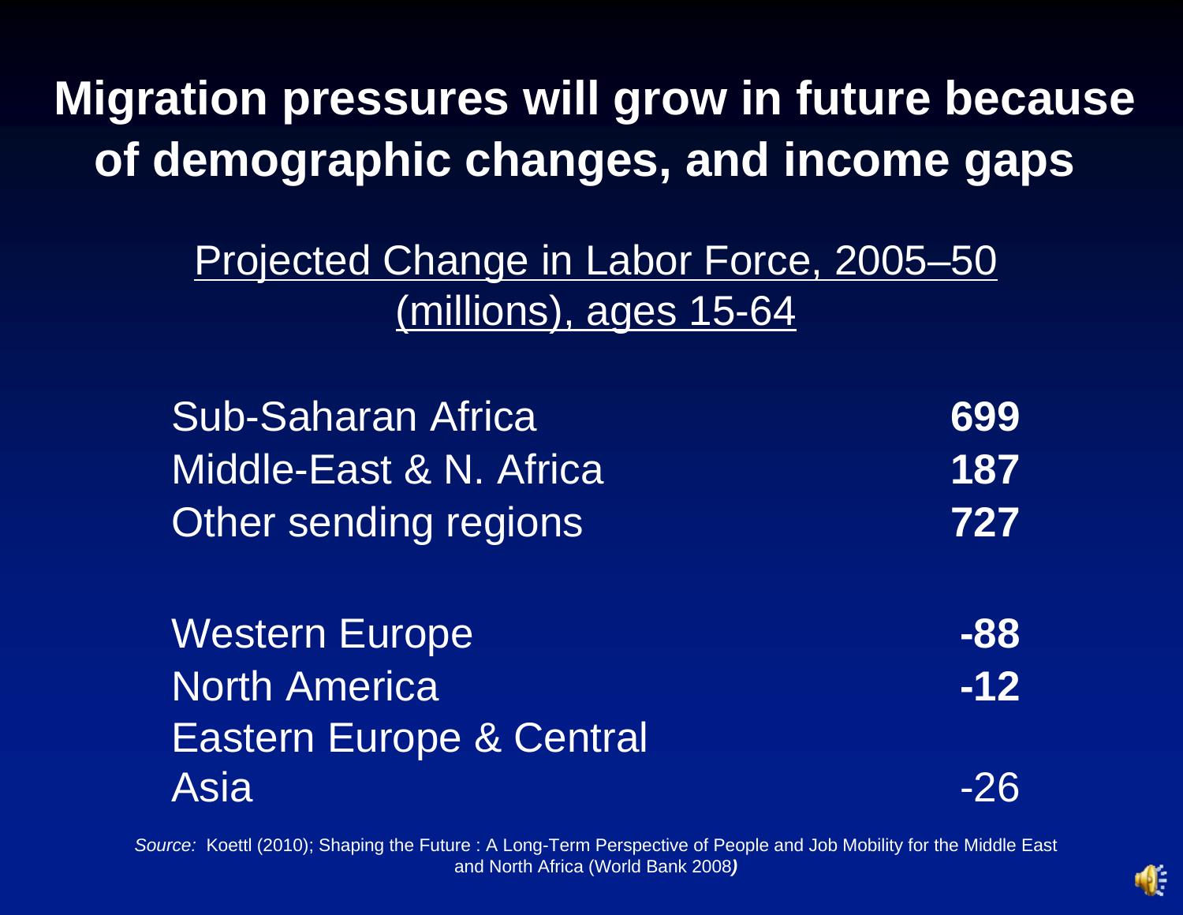# Migration pressures will grow in future because of demographic changes, and income gaps

<u>Projected Change in Labor Force, 2005–50 (millions), ages 15-64</u>

| Region | Change |
|---|---|
| Sub-Saharan Africa | **699** |
| Middle-East & N. Africa | **187** |
| Other sending regions | **727** |
| Western Europe | **-88** |
| North America | **-12** |
| Eastern Europe & Central Asia | -26 |

*Source:* Koettl (2010); Shaping the Future : A Long-Term Perspective of People and Job Mobility for the Middle East and North Africa (World Bank 2008*)*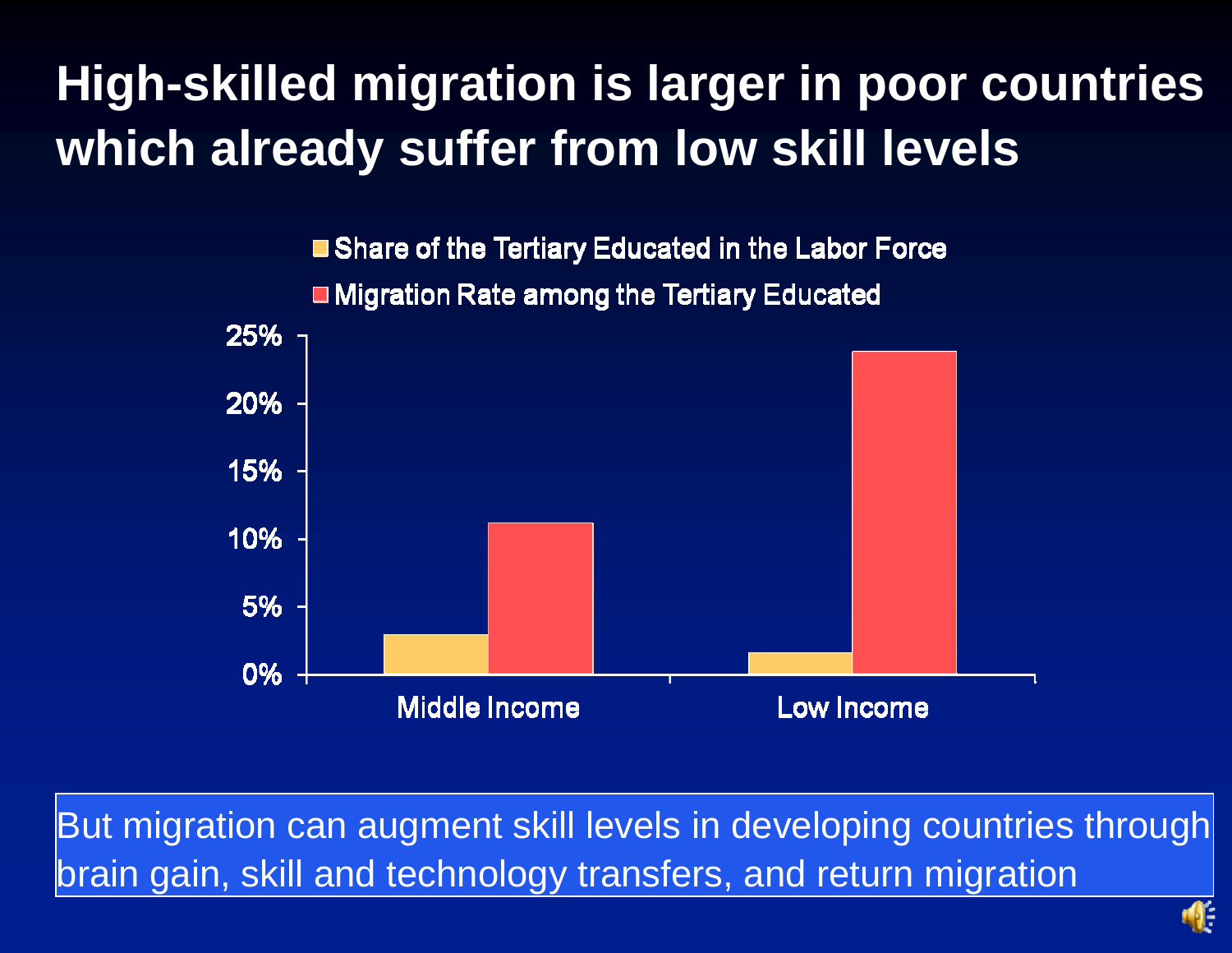# High-skilled migration is larger in poor countries which already suffer from low skill levels

| | Share of the Tertiary Educated in the Labor Force | Migration Rate among the Tertiary Educated |
|---|---|---|
| Middle Income | ~3% | ~11% |
| Low Income | ~1.5% | ~24% |

But migration can augment skill levels in developing countries through brain gain, skill and technology transfers, and return migration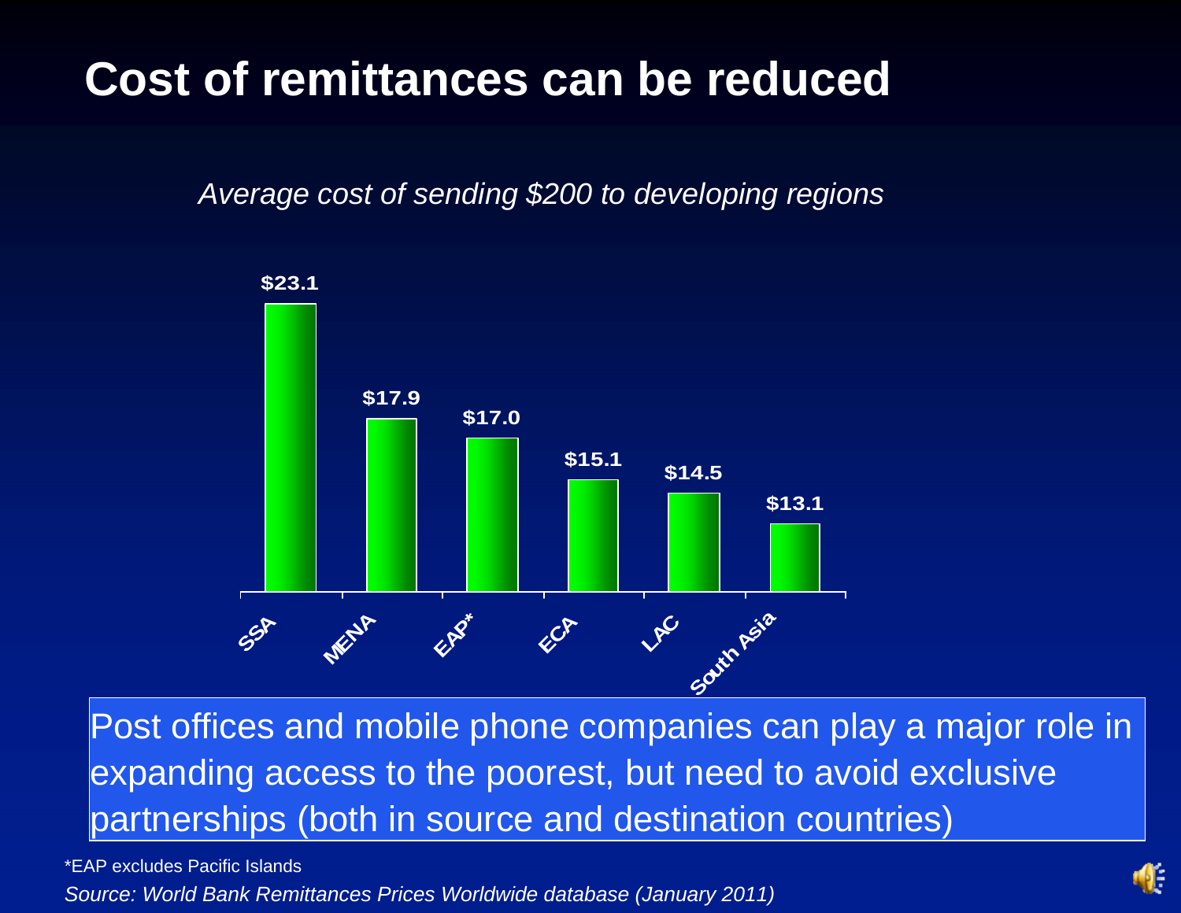# Cost of remittances can be reduced

*Average cost of sending $200 to developing regions*

| Region | Average cost |
|---|---|
| SSA | $23.1 |
| MENA | $17.9 |
| EAP* | $17.0 |
| ECA | $15.1 |
| LAC | $14.5 |
| South Asia | $13.1 |

Post offices and mobile phone companies can play a major role in expanding access to the poorest, but need to avoid exclusive partnerships (both in source and destination countries)

*EAP excludes Pacific Islands

*Source: World Bank Remittances Prices Worldwide database (January 2011)*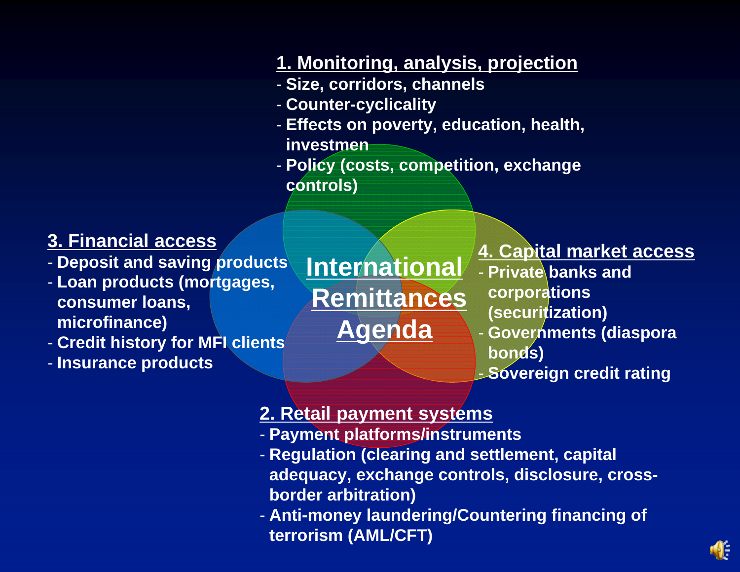# International Remittances Agenda

## 1. Monitoring, analysis, projection

- Size, corridors, channels
- Counter-cyclicality
- Effects on poverty, education, health, investmen
- Policy (costs, competition, exchange controls)

## 2. Retail payment systems

- Payment platforms/instruments
- Regulation (clearing and settlement, capital adequacy, exchange controls, disclosure, cross-border arbitration)
- Anti-money laundering/Countering financing of terrorism (AML/CFT)

## 3. Financial access

- Deposit and saving products
- Loan products (mortgages, consumer loans, microfinance)
- Credit history for MFI clients
- Insurance products

## 4. Capital market access

- Private banks and corporations (securitization)
- Governments (diaspora bonds)
- Sovereign credit rating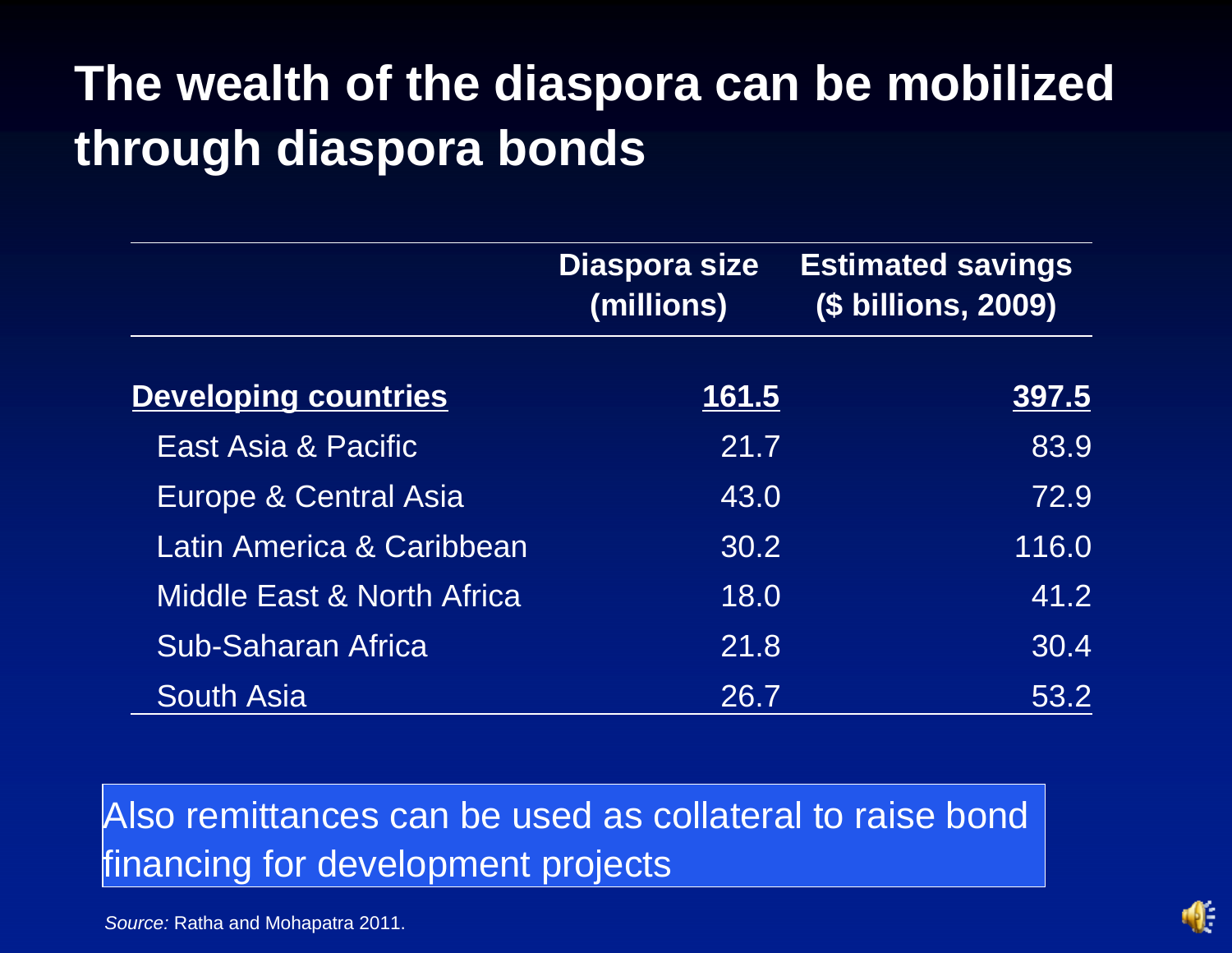# The wealth of the diaspora can be mobilized through diaspora bonds

| | Diaspora size (millions) | Estimated savings ($ billions, 2009) |
|---|---|---|
| **Developing countries** | **161.5** | **397.5** |
| East Asia & Pacific | 21.7 | 83.9 |
| Europe & Central Asia | 43.0 | 72.9 |
| Latin America & Caribbean | 30.2 | 116.0 |
| Middle East & North Africa | 18.0 | 41.2 |
| Sub-Saharan Africa | 21.8 | 30.4 |
| South Asia | 26.7 | 53.2 |

Also remittances can be used as collateral to raise bond financing for development projects

*Source:* Ratha and Mohapatra 2011.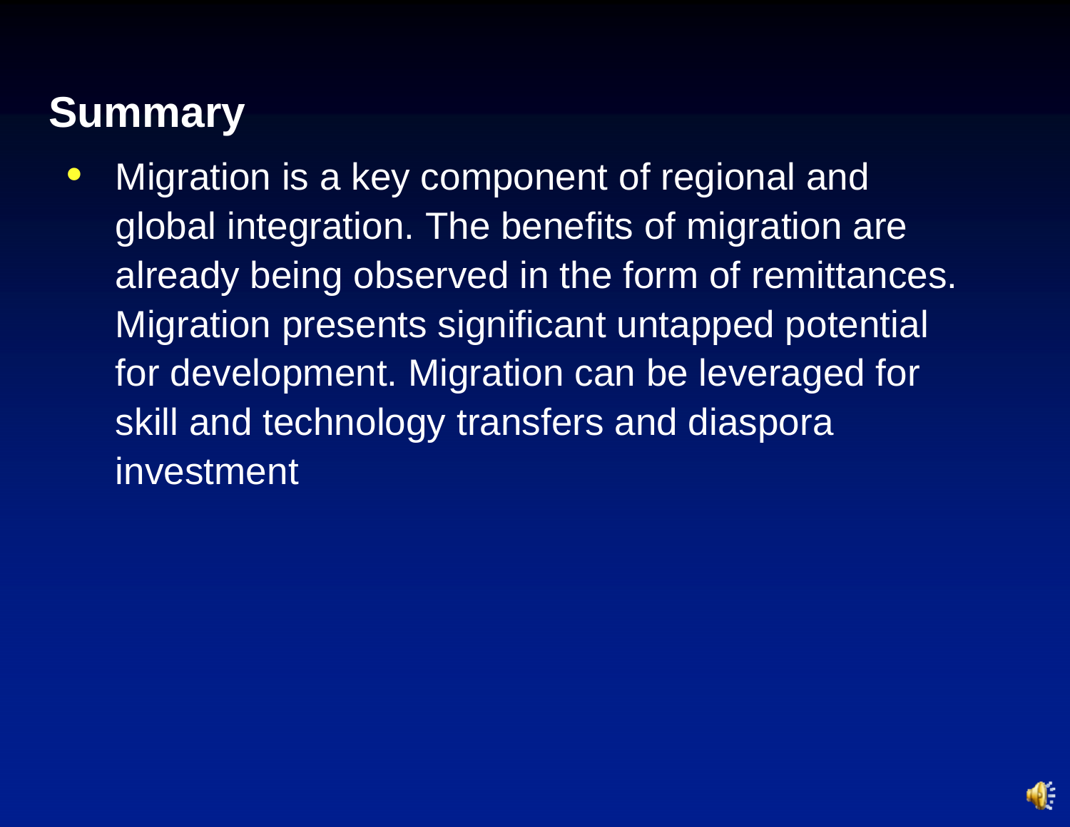## Summary

- Migration is a key component of regional and global integration. The benefits of migration are already being observed in the form of remittances. Migration presents significant untapped potential for development. Migration can be leveraged for skill and technology transfers and diaspora investment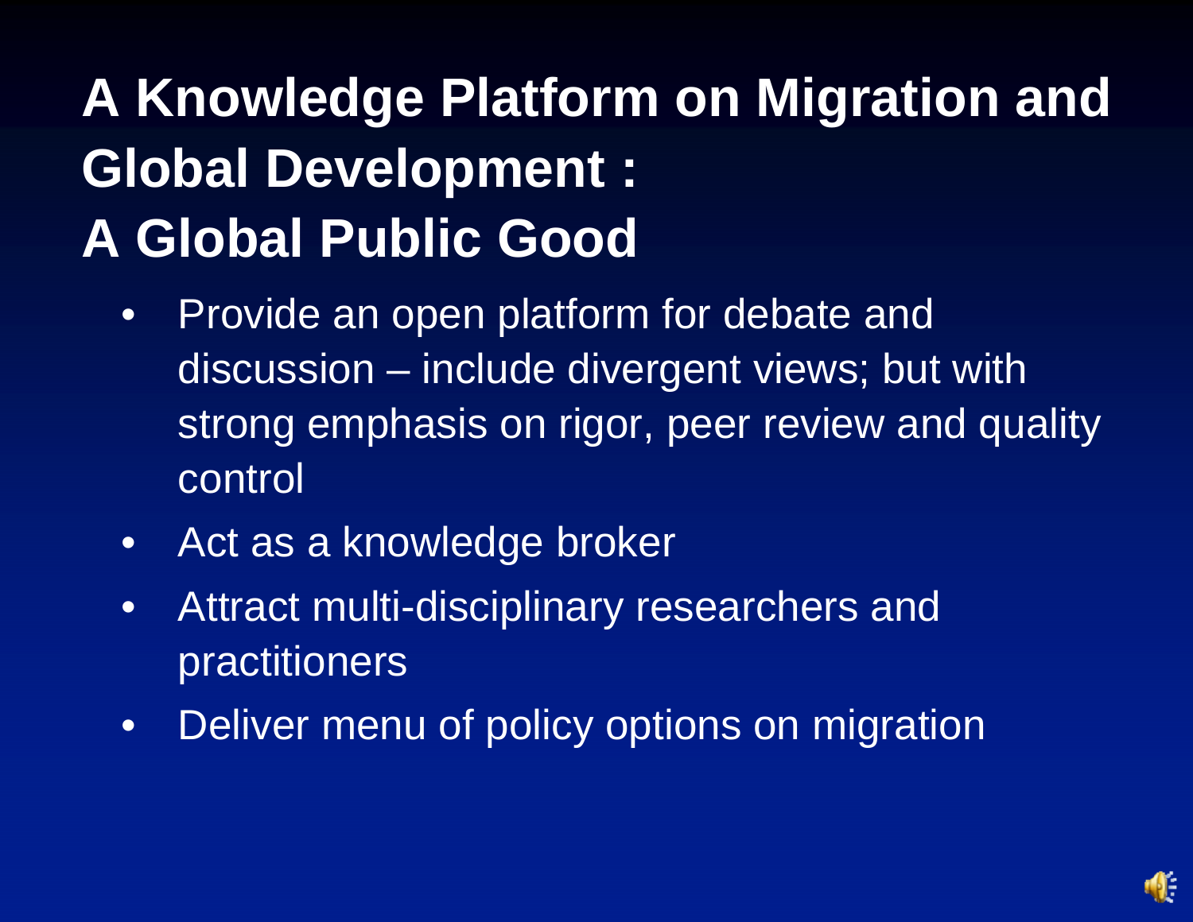# A Knowledge Platform on Migration and Global Development : A Global Public Good

- Provide an open platform for debate and discussion – include divergent views; but with strong emphasis on rigor, peer review and quality control
- Act as a knowledge broker
- Attract multi-disciplinary researchers and practitioners
- Deliver menu of policy options on migration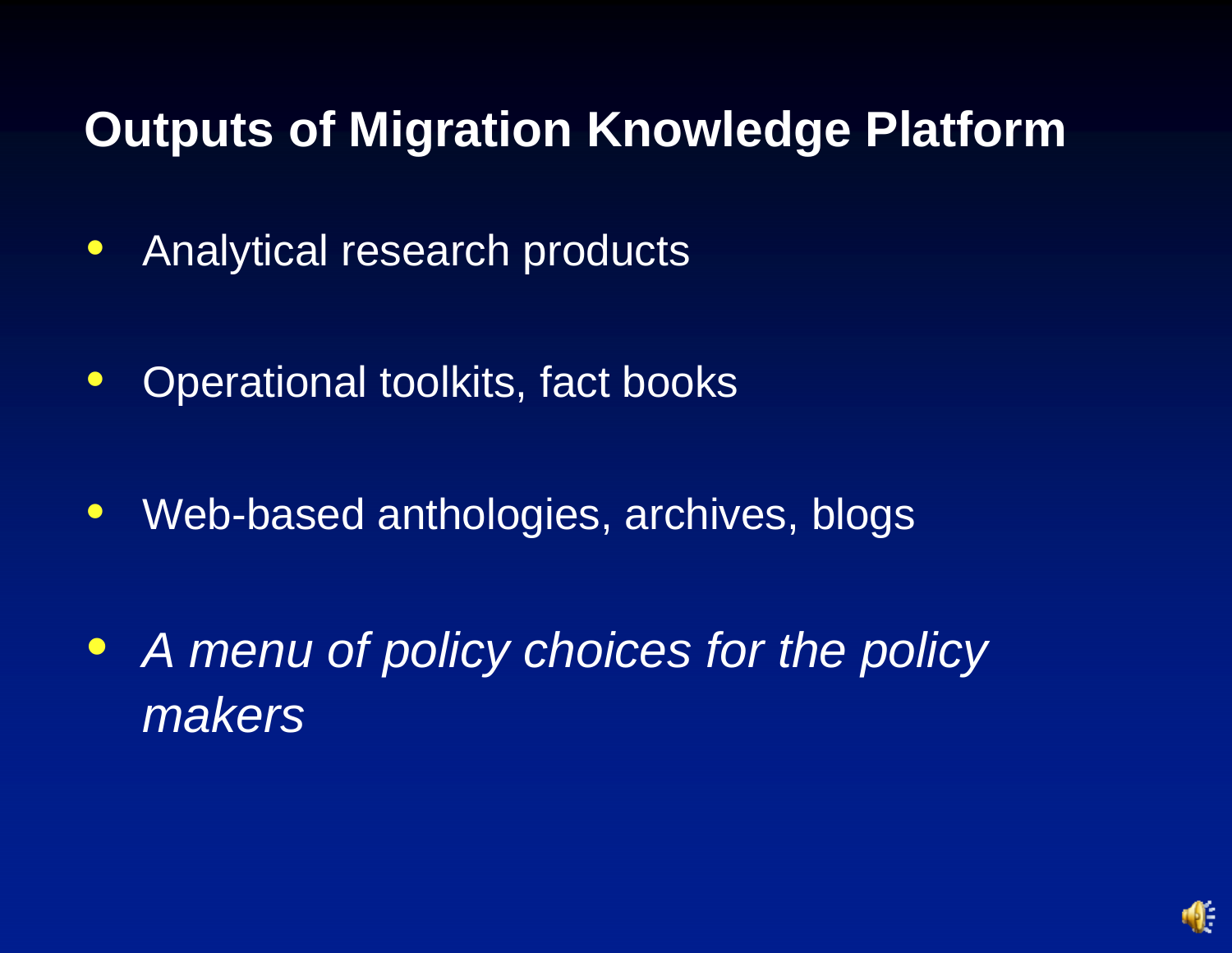# Outputs of Migration Knowledge Platform

- Analytical research products
- Operational toolkits, fact books
- Web-based anthologies, archives, blogs
- *A menu of policy choices for the policy makers*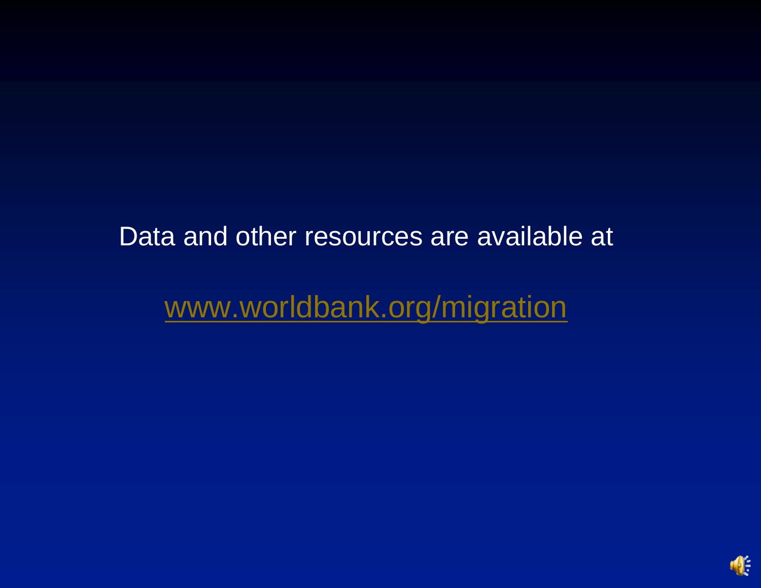Data and other resources are available at

[www.worldbank.org/migration](http://www.worldbank.org/migration)